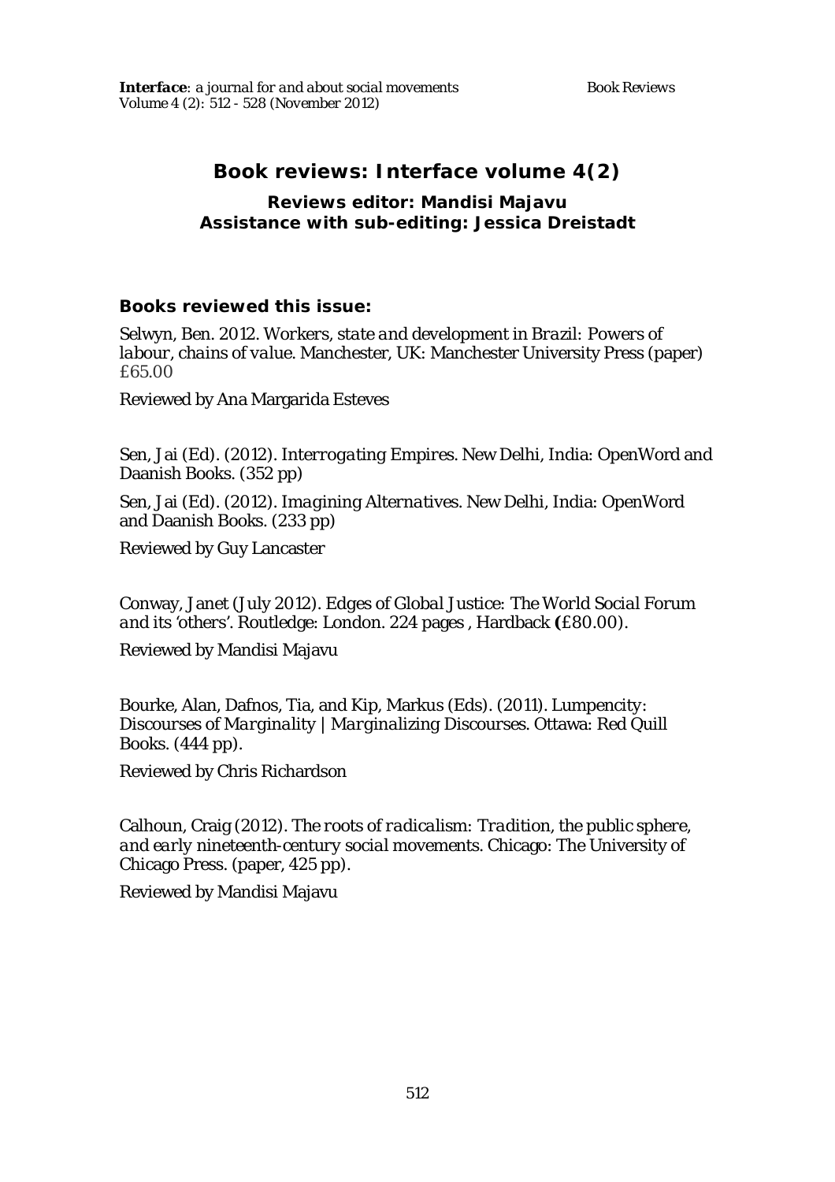# Book reviews: Interface volume 4(2)

**Reviews editor: Mandisi Majavu**
**Assistance with sub-editing: Jessica Dreistadt**

### Books reviewed this issue:

Selwyn, Ben. 2012. *Workers, state and development in Brazil: Powers of labour, chains of value*. Manchester, UK: Manchester University Press (paper) £65.00

Reviewed by Ana Margarida Esteves

Sen, Jai (Ed). (2012). *Interrogating Empires*. New Delhi, India: OpenWord and Daanish Books. (352 pp)

Sen, Jai (Ed). (2012). *Imagining Alternatives*. New Delhi, India: OpenWord and Daanish Books. (233 pp)

Reviewed by Guy Lancaster

Conway, Janet (July 2012). *Edges of Global Justice: The World Social Forum and its 'others'*. Routledge: London. 224 pages , Hardback **(**£80.00).

Reviewed by Mandisi Majavu

Bourke, Alan, Dafnos, Tia, and Kip, Markus (Eds). (2011). *Lumpencity: Discourses of Marginality | Marginalizing Discourses*. Ottawa: Red Quill Books. (444 pp).

Reviewed by Chris Richardson

Calhoun, Craig (2012). *The roots of radicalism: Tradition, the public sphere, and early nineteenth-century social movements*. Chicago: The University of Chicago Press. (paper, 425 pp).

Reviewed by Mandisi Majavu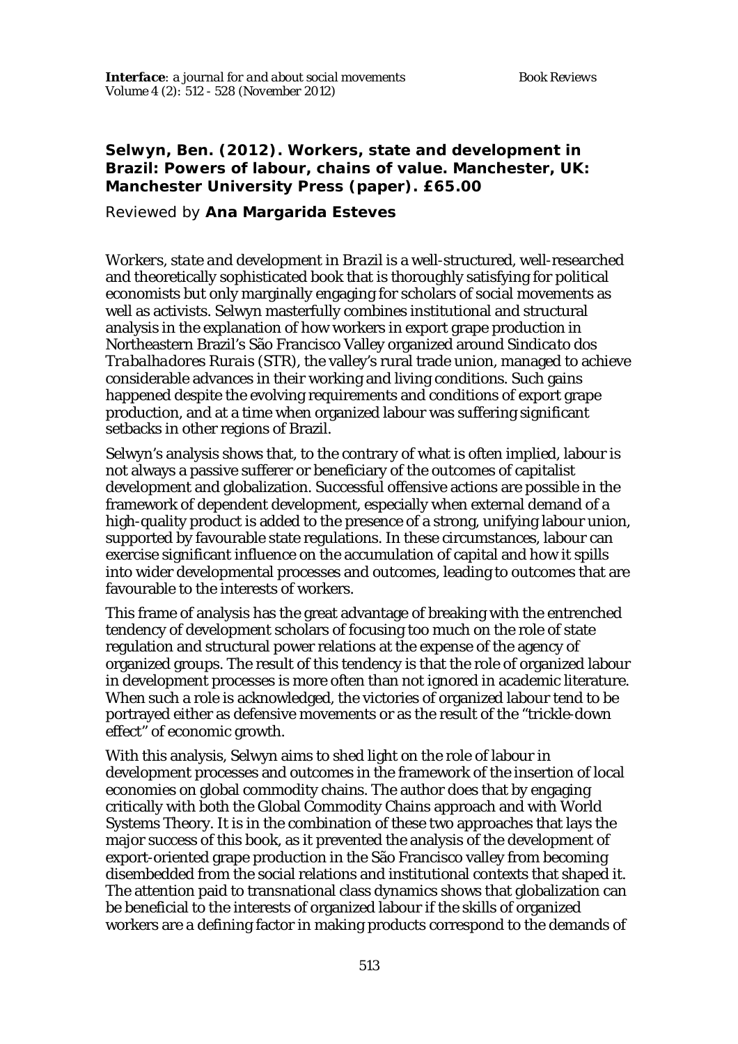**Selwyn, Ben. (2012). Workers, state and development in Brazil: Powers of labour, chains of value. Manchester, UK: Manchester University Press (paper). £65.00**

Reviewed by **Ana Margarida Esteves**

*Workers, state and development in Brazil* is a well-structured, well-researched and theoretically sophisticated book that is thoroughly satisfying for political economists but only marginally engaging for scholars of social movements as well as activists. Selwyn masterfully combines institutional and structural analysis in the explanation of how workers in export grape production in Northeastern Brazil's São Francisco Valley organized around *Sindicato dos Trabalhadores Rurais* (STR), the valley's rural trade union, managed to achieve considerable advances in their working and living conditions. Such gains happened despite the evolving requirements and conditions of export grape production, and at a time when organized labour was suffering significant setbacks in other regions of Brazil.

Selwyn's analysis shows that, to the contrary of what is often implied, labour is not always a passive sufferer or beneficiary of the outcomes of capitalist development and globalization. Successful offensive actions are possible in the framework of dependent development, especially when external demand of a high-quality product is added to the presence of a strong, unifying labour union, supported by favourable state regulations. In these circumstances, labour can exercise significant influence on the accumulation of capital and how it spills into wider developmental processes and outcomes, leading to outcomes that are favourable to the interests of workers.

This frame of analysis has the great advantage of breaking with the entrenched tendency of development scholars of focusing too much on the role of state regulation and structural power relations at the expense of the agency of organized groups. The result of this tendency is that the role of organized labour in development processes is more often than not ignored in academic literature. When such a role is acknowledged, the victories of organized labour tend to be portrayed either as defensive movements or as the result of the "trickle-down effect" of economic growth.

With this analysis, Selwyn aims to shed light on the role of labour in development processes and outcomes in the framework of the insertion of local economies on global commodity chains. The author does that by engaging critically with both the Global Commodity Chains approach and with World Systems Theory. It is in the combination of these two approaches that lays the major success of this book, as it prevented the analysis of the development of export-oriented grape production in the São Francisco valley from becoming disembedded from the social relations and institutional contexts that shaped it. The attention paid to transnational class dynamics shows that globalization can be beneficial to the interests of organized labour if the skills of organized workers are a defining factor in making products correspond to the demands of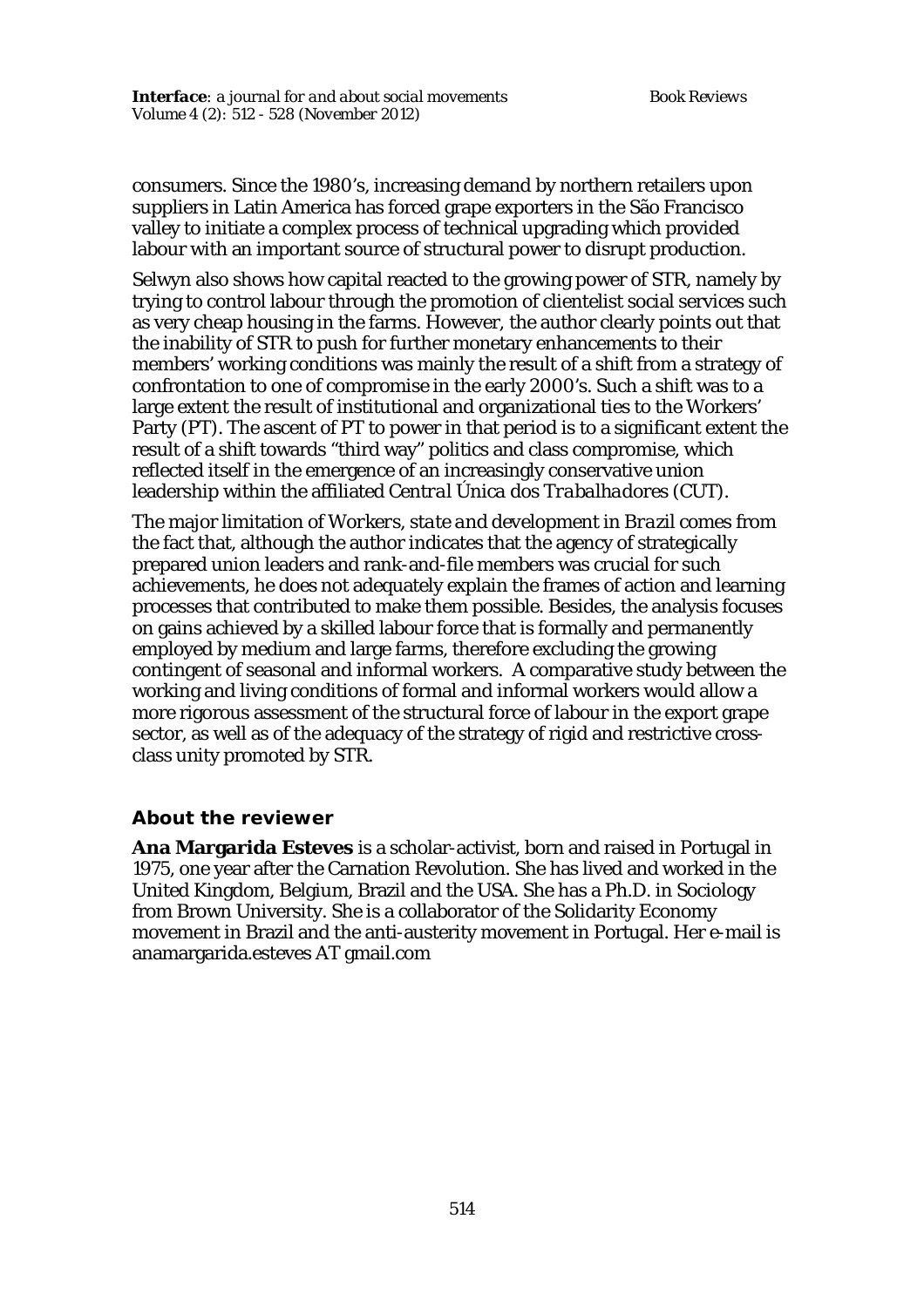consumers. Since the 1980's, increasing demand by northern retailers upon suppliers in Latin America has forced grape exporters in the São Francisco valley to initiate a complex process of technical upgrading which provided labour with an important source of structural power to disrupt production.

Selwyn also shows how capital reacted to the growing power of STR, namely by trying to control labour through the promotion of clientelist social services such as very cheap housing in the farms. However, the author clearly points out that the inability of STR to push for further monetary enhancements to their members' working conditions was mainly the result of a shift from a strategy of confrontation to one of compromise in the early 2000's. Such a shift was to a large extent the result of institutional and organizational ties to the Workers' Party (PT). The ascent of PT to power in that period is to a significant extent the result of a shift towards "third way" politics and class compromise, which reflected itself in the emergence of an increasingly conservative union leadership within the affiliated *Central Única dos Trabalhadores* (CUT).

The major limitation of *Workers, state and development in Brazil* comes from the fact that, although the author indicates that the agency of strategically prepared union leaders and rank-and-file members was crucial for such achievements, he does not adequately explain the frames of action and learning processes that contributed to make them possible. Besides, the analysis focuses on gains achieved by a skilled labour force that is formally and permanently employed by medium and large farms, therefore excluding the growing contingent of seasonal and informal workers. A comparative study between the working and living conditions of formal and informal workers would allow a more rigorous assessment of the structural force of labour in the export grape sector, as well as of the adequacy of the strategy of rigid and restrictive cross-class unity promoted by STR.

## About the reviewer

**Ana Margarida Esteves** is a scholar-activist, born and raised in Portugal in 1975, one year after the Carnation Revolution. She has lived and worked in the United Kingdom, Belgium, Brazil and the USA. She has a Ph.D. in Sociology from Brown University. She is a collaborator of the Solidarity Economy movement in Brazil and the anti-austerity movement in Portugal. Her e-mail is anamargarida.esteves AT gmail.com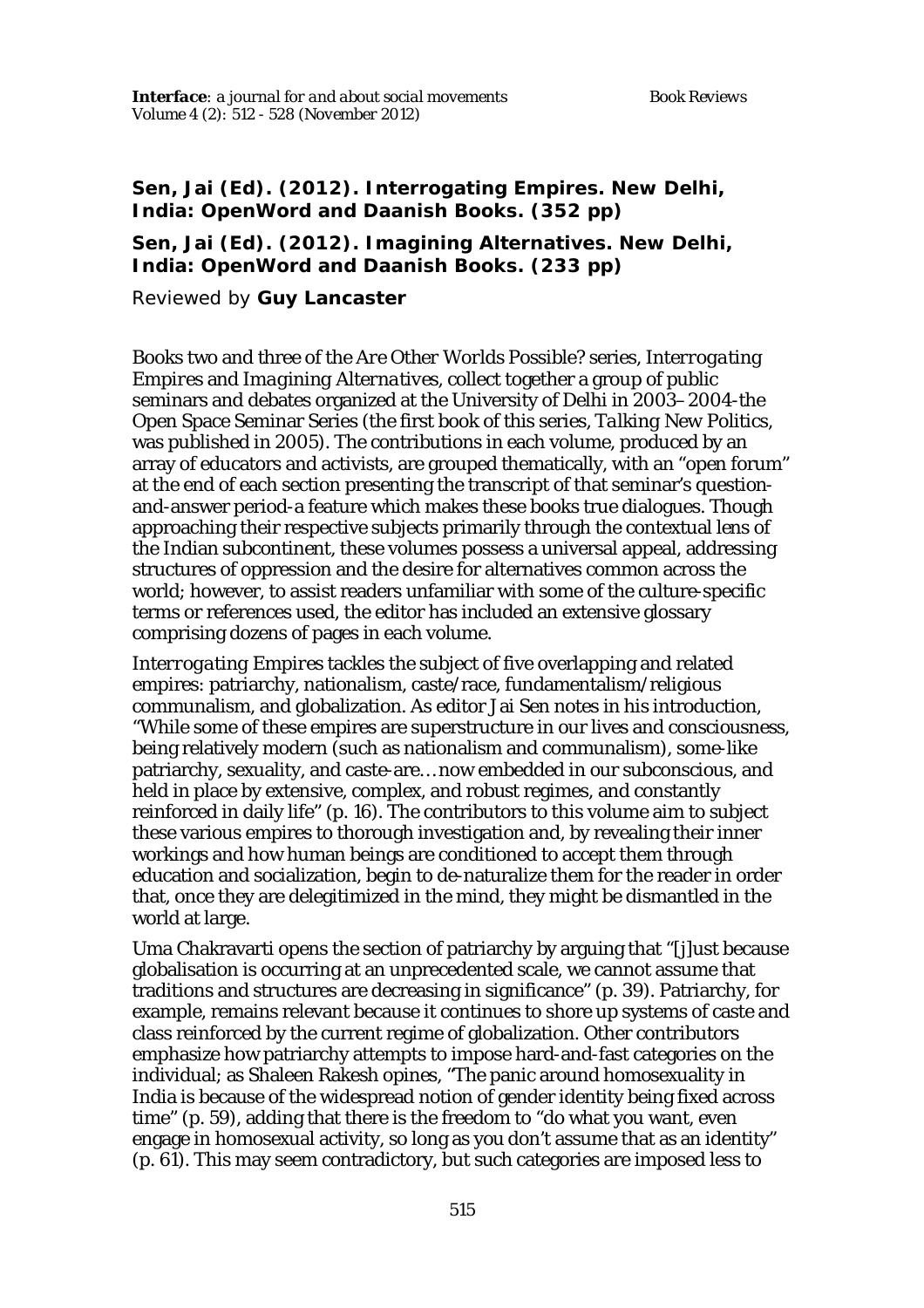**Sen, Jai (Ed). (2012). Interrogating Empires. New Delhi, India: OpenWord and Daanish Books. (352 pp)**

**Sen, Jai (Ed). (2012). Imagining Alternatives. New Delhi, India: OpenWord and Daanish Books. (233 pp)**

Reviewed by **Guy Lancaster**

Books two and three of the *Are Other Worlds Possible?* series, *Interrogating Empires* and *Imagining Alternatives*, collect together a group of public seminars and debates organized at the University of Delhi in 2003–2004-the Open Space Seminar Series (the first book of this series, *Talking New Politics*, was published in 2005). The contributions in each volume, produced by an array of educators and activists, are grouped thematically, with an "open forum" at the end of each section presenting the transcript of that seminar's question-and-answer period-a feature which makes these books true dialogues. Though approaching their respective subjects primarily through the contextual lens of the Indian subcontinent, these volumes possess a universal appeal, addressing structures of oppression and the desire for alternatives common across the world; however, to assist readers unfamiliar with some of the culture-specific terms or references used, the editor has included an extensive glossary comprising dozens of pages in each volume.

*Interrogating Empires* tackles the subject of five overlapping and related empires: patriarchy, nationalism, caste/race, fundamentalism/religious communalism, and globalization. As editor Jai Sen notes in his introduction, "While some of these empires are superstructure in our lives and consciousness, being relatively modern (such as nationalism and communalism), some-like patriarchy, sexuality, and caste-are… now embedded in our subconscious, and held in place by extensive, complex, and robust regimes, and constantly reinforced in daily life" (p. 16). The contributors to this volume aim to subject these various empires to thorough investigation and, by revealing their inner workings and how human beings are conditioned to accept them through education and socialization, begin to de-naturalize them for the reader in order that, once they are delegitimized in the mind, they might be dismantled in the world at large.

Uma Chakravarti opens the section of patriarchy by arguing that "[j]ust because globalisation is occurring at an unprecedented scale, we cannot assume that traditions and structures are decreasing in significance" (p. 39). Patriarchy, for example, remains relevant because it continues to shore up systems of caste and class reinforced by the current regime of globalization. Other contributors emphasize how patriarchy attempts to impose hard-and-fast categories on the individual; as Shaleen Rakesh opines, "The panic around homosexuality in India is because of the widespread notion of gender identity being fixed across time" (p. 59), adding that there is the freedom to "do what you want, even engage in homosexual activity, so long as you don't assume that as an identity" (p. 61). This may seem contradictory, but such categories are imposed less to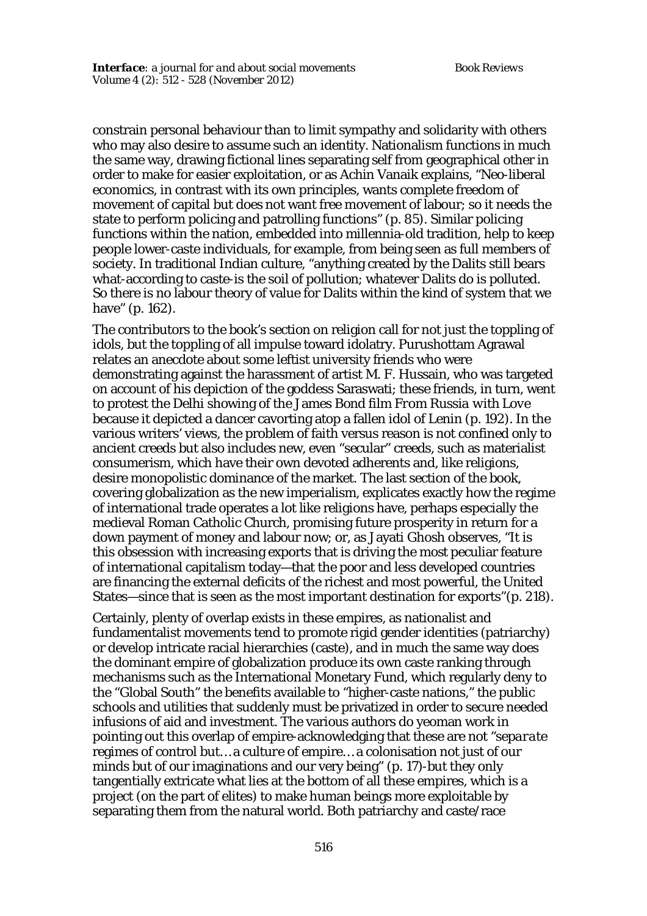constrain personal behaviour than to limit sympathy and solidarity with others who may also desire to assume such an identity. Nationalism functions in much the same way, drawing fictional lines separating self from geographical other in order to make for easier exploitation, or as Achin Vanaik explains, "Neo-liberal economics, in contrast with its own principles, wants complete freedom of movement of capital but does not want free movement of labour; so it needs the state to perform policing and patrolling functions" (p. 85). Similar policing functions within the nation, embedded into millennia-old tradition, help to keep people lower-caste individuals, for example, from being seen as full members of society. In traditional Indian culture, "anything created by the Dalits still bears what-according to caste-is the soil of pollution; whatever Dalits do is polluted. So there is no labour theory of value for Dalits within the kind of system that we have" (p. 162).

The contributors to the book's section on religion call for not just the toppling of idols, but the toppling of all impulse toward idolatry. Purushottam Agrawal relates an anecdote about some leftist university friends who were demonstrating against the harassment of artist M. F. Hussain, who was targeted on account of his depiction of the goddess Saraswati; these friends, in turn, went to protest the Delhi showing of the James Bond film *From Russia with Love* because it depicted a dancer cavorting atop a fallen idol of Lenin (p. 192). In the various writers' views, the problem of faith versus reason is not confined only to ancient creeds but also includes new, even "secular" creeds, such as materialist consumerism, which have their own devoted adherents and, like religions, desire monopolistic dominance of the market. The last section of the book, covering globalization as the new imperialism, explicates exactly how the regime of international trade operates a lot like religions have, perhaps especially the medieval Roman Catholic Church, promising future prosperity in return for a down payment of money and labour now; or, as Jayati Ghosh observes, "It is this obsession with increasing exports that is driving the most peculiar feature of international capitalism today—that the poor and less developed countries are financing the external deficits of the richest and most powerful, the United States—since that is seen as the most important destination for exports"(p. 218).

Certainly, plenty of overlap exists in these empires, as nationalist and fundamentalist movements tend to promote rigid gender identities (patriarchy) or develop intricate racial hierarchies (caste), and in much the same way does the dominant empire of globalization produce its own caste ranking through mechanisms such as the International Monetary Fund, which regularly deny to the "Global South" the benefits available to "higher-caste nations," the public schools and utilities that suddenly must be privatized in order to secure needed infusions of aid and investment. The various authors do yeoman work in pointing out this overlap of empire-acknowledging that these are not "*separate* regimes of control but… a *culture* of empire… a colonisation not just of our minds but of our imaginations and our very being" (p. 17)-but they only tangentially extricate what lies at the bottom of all these empires, which is a project (on the part of elites) to make human beings more exploitable by separating them from the natural world. Both patriarchy and caste/race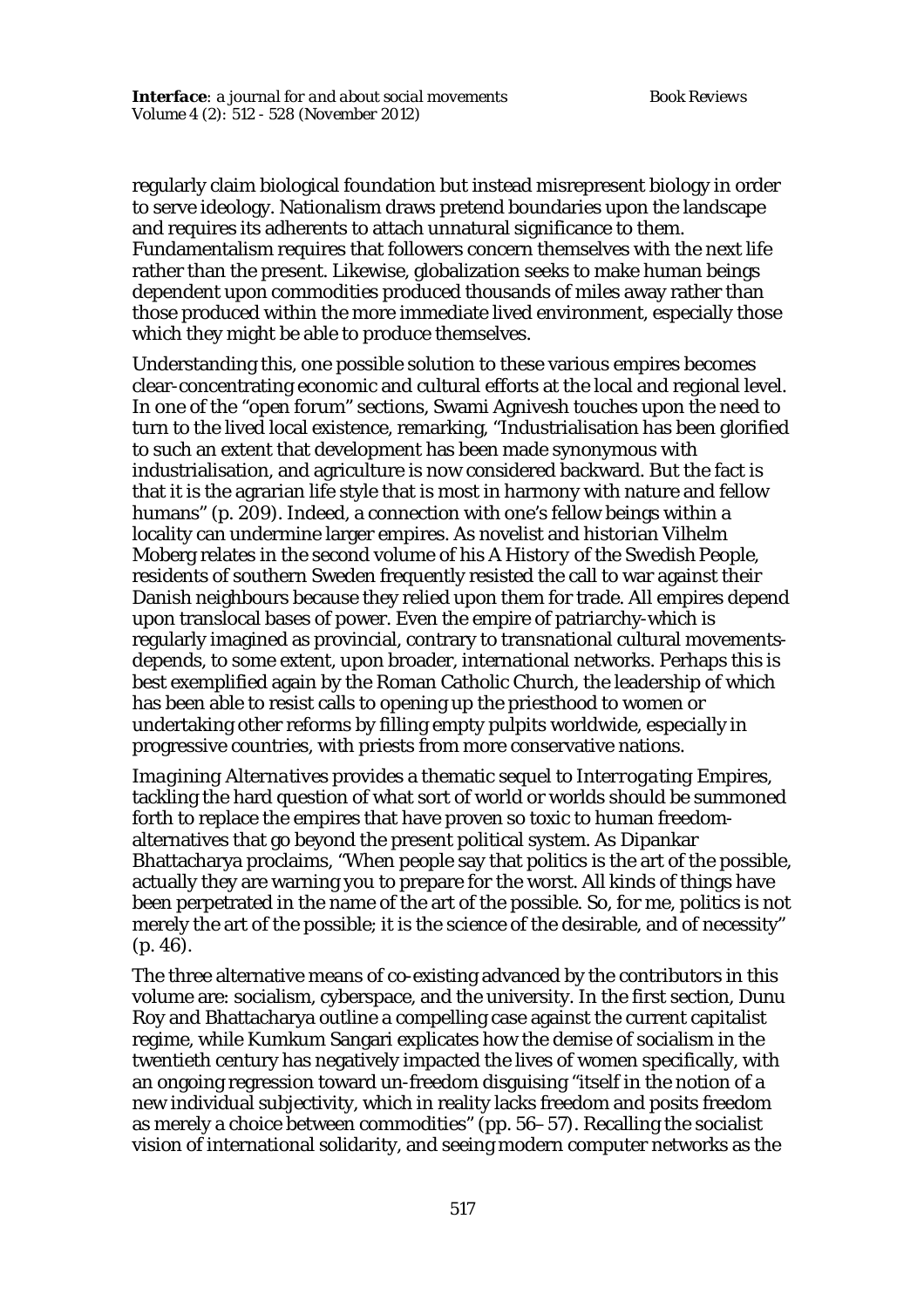regularly claim biological foundation but instead misrepresent biology in order to serve ideology. Nationalism draws pretend boundaries upon the landscape and requires its adherents to attach unnatural significance to them. Fundamentalism requires that followers concern themselves with the next life rather than the present. Likewise, globalization seeks to make human beings dependent upon commodities produced thousands of miles away rather than those produced within the more immediate lived environment, especially those which they might be able to produce themselves.

Understanding this, one possible solution to these various empires becomes clear-concentrating economic and cultural efforts at the local and regional level. In one of the "open forum" sections, Swami Agnivesh touches upon the need to turn to the lived local existence, remarking, "Industrialisation has been glorified to such an extent that development has been made synonymous with industrialisation, and agriculture is now considered backward. But the fact is that it is the agrarian life style that is most in harmony with nature and fellow humans" (p. 209). Indeed, a connection with one's fellow beings within a locality can undermine larger empires. As novelist and historian Vilhelm Moberg relates in the second volume of his *A History of the Swedish People*, residents of southern Sweden frequently resisted the call to war against their Danish neighbours because they relied upon them for trade. All empires depend upon translocal bases of power. Even the empire of patriarchy-which is regularly imagined as provincial, contrary to transnational cultural movements-depends, to some extent, upon broader, international networks. Perhaps this is best exemplified again by the Roman Catholic Church, the leadership of which has been able to resist calls to opening up the priesthood to women or undertaking other reforms by filling empty pulpits worldwide, especially in progressive countries, with priests from more conservative nations.

*Imagining Alternatives* provides a thematic sequel to *Interrogating Empires*, tackling the hard question of what sort of world or worlds should be summoned forth to replace the empires that have proven so toxic to human freedom-alternatives that go beyond the present political system. As Dipankar Bhattacharya proclaims, "When people say that politics is the art of the possible, actually they are warning you to prepare for the worst. All kinds of things have been perpetrated in the name of the art of the possible. So, for me, politics is not merely the art of the possible; it is the science of the desirable, and of necessity" (p. 46).

The three alternative means of co-existing advanced by the contributors in this volume are: socialism, cyberspace, and the university. In the first section, Dunu Roy and Bhattacharya outline a compelling case against the current capitalist regime, while Kumkum Sangari explicates how the demise of socialism in the twentieth century has negatively impacted the lives of women specifically, with an ongoing regression toward un-freedom disguising "itself in the notion of a new individual subjectivity, which in reality lacks freedom and posits freedom as merely a choice between commodities" (pp. 56–57). Recalling the socialist vision of international solidarity, and seeing modern computer networks as the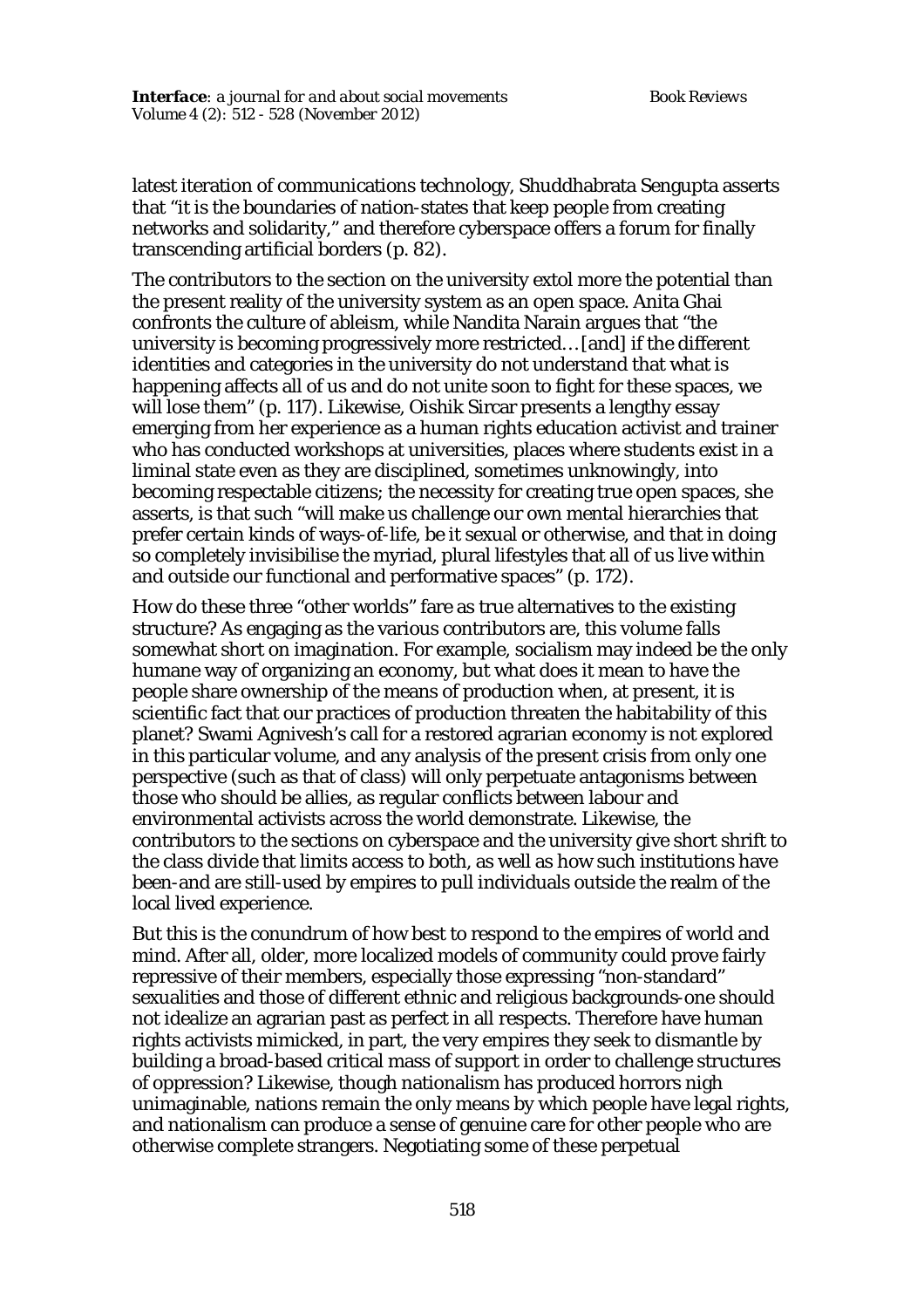latest iteration of communications technology, Shuddhabrata Sengupta asserts that "it is the boundaries of nation-states that keep people from creating networks and solidarity," and therefore cyberspace offers a forum for finally transcending artificial borders (p. 82).

The contributors to the section on the university extol more the potential than the present reality of the university system as an open space. Anita Ghai confronts the culture of ableism, while Nandita Narain argues that "the university is becoming progressively more restricted…[and] if the different identities and categories in the university do not understand that what is happening affects all of us and do not unite soon to fight for these spaces, we will lose them" (p. 117). Likewise, Oishik Sircar presents a lengthy essay emerging from her experience as a human rights education activist and trainer who has conducted workshops at universities, places where students exist in a liminal state even as they are disciplined, sometimes unknowingly, into becoming respectable citizens; the necessity for creating true open spaces, she asserts, is that such "will make us challenge our own mental hierarchies that prefer certain kinds of ways-of-life, be it sexual or otherwise, and that in doing so completely invisibilise the myriad, plural lifestyles that all of us live within and outside our functional and performative spaces" (p. 172).

How do these three "other worlds" fare as true alternatives to the existing structure? As engaging as the various contributors are, this volume falls somewhat short on imagination. For example, socialism may indeed be the only humane way of organizing an economy, but what does it mean to have the people share ownership of the means of production when, at present, it is scientific fact that our practices of production threaten the habitability of this planet? Swami Agnivesh's call for a restored agrarian economy is not explored in this particular volume, and any analysis of the present crisis from only one perspective (such as that of class) will only perpetuate antagonisms between those who should be allies, as regular conflicts between labour and environmental activists across the world demonstrate. Likewise, the contributors to the sections on cyberspace and the university give short shrift to the class divide that limits access to both, as well as how such institutions have been-and are still-used by empires to pull individuals outside the realm of the local lived experience.

But this is the conundrum of how best to respond to the empires of world and mind. After all, older, more localized models of community could prove fairly repressive of their members, especially those expressing "non-standard" sexualities and those of different ethnic and religious backgrounds-one should not idealize an agrarian past as perfect in all respects. Therefore have human rights activists mimicked, in part, the very empires they seek to dismantle by building a broad-based critical mass of support in order to challenge structures of oppression? Likewise, though nationalism has produced horrors nigh unimaginable, nations remain the only means by which people have legal rights, and nationalism can produce a sense of genuine care for other people who are otherwise complete strangers. Negotiating some of these perpetual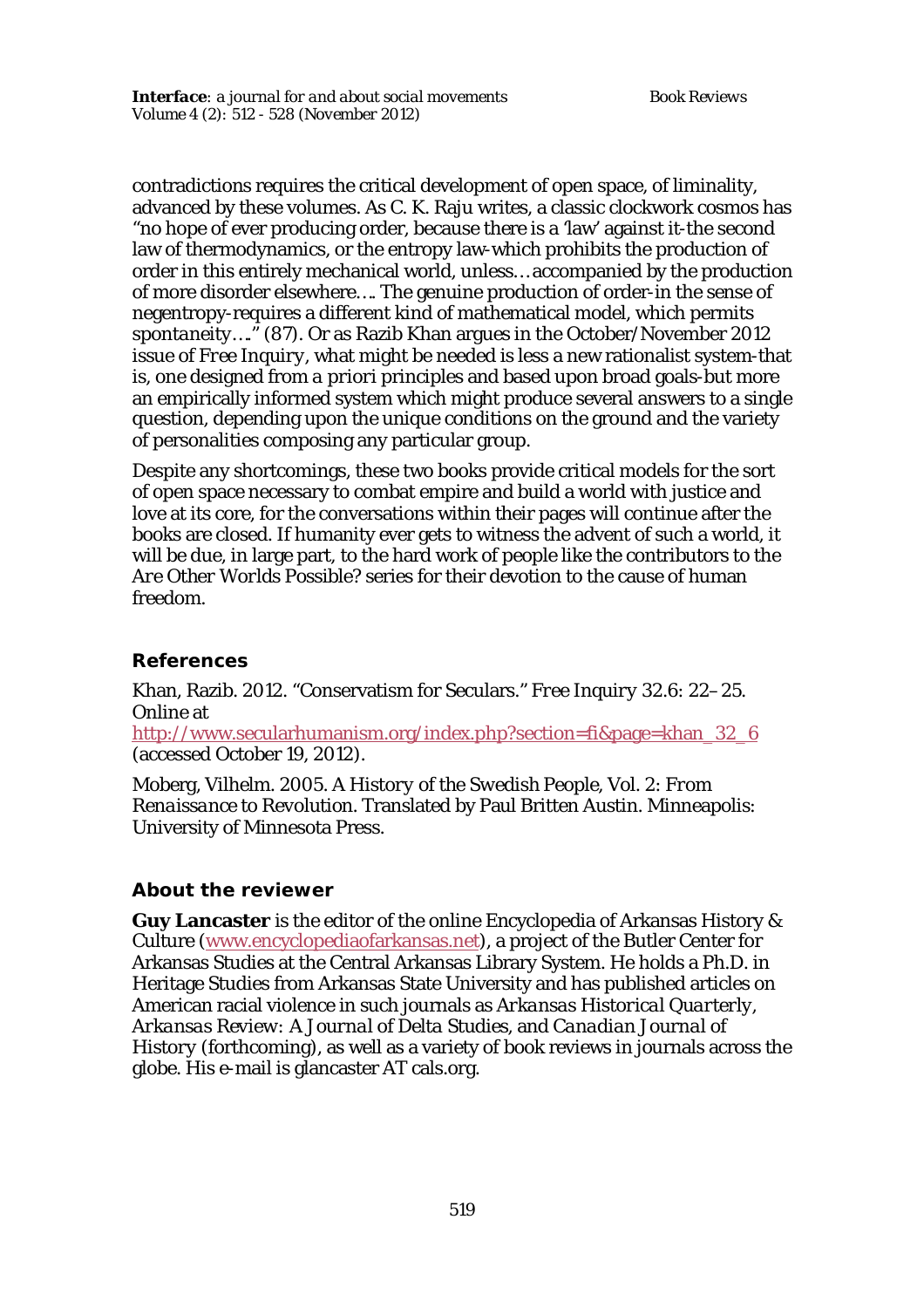contradictions requires the critical development of open space, of liminality, advanced by these volumes. As C. K. Raju writes, a classic clockwork cosmos has "no hope of ever producing order, because there is a 'law' against it-the second law of thermodynamics, or the entropy law-which prohibits the production of order in this entirely mechanical world, unless…accompanied by the production of more disorder elsewhere…. The genuine production of order-in the sense of negentropy-requires a different kind of mathematical model, which permits spontaneity…." (87). Or as Razib Khan argues in the October/November 2012 issue of *Free Inquiry*, what might be needed is less a new rationalist system-that is, one designed from *a priori* principles and based upon broad goals-but more an empirically informed system which might produce several answers to a single question, depending upon the unique conditions on the ground and the variety of personalities composing any particular group.

Despite any shortcomings, these two books provide critical models for the sort of open space necessary to combat empire and build a world with justice and love at its core, for the conversations within their pages will continue after the books are closed. If humanity ever gets to witness the advent of such a world, it will be due, in large part, to the hard work of people like the contributors to the *Are Other Worlds Possible?* series for their devotion to the cause of human freedom.

## References

Khan, Razib. 2012. "Conservatism for Seculars." *Free Inquiry* 32.6: 22–25. Online at http://www.secularhumanism.org/index.php?section=fi&page=khan_32_6 (accessed October 19, 2012).

Moberg, Vilhelm. 2005. *A History of the Swedish People, Vol. 2: From Renaissance to Revolution*. Translated by Paul Britten Austin. Minneapolis: University of Minnesota Press.

## About the reviewer

**Guy Lancaster** is the editor of the online Encyclopedia of Arkansas History & Culture (www.encyclopediaofarkansas.net), a project of the Butler Center for Arkansas Studies at the Central Arkansas Library System. He holds a Ph.D. in Heritage Studies from Arkansas State University and has published articles on American racial violence in such journals as *Arkansas Historical Quarterly*, *Arkansas Review: A Journal of Delta Studies*, and *Canadian Journal of History* (forthcoming), as well as a variety of book reviews in journals across the globe. His e-mail is glancaster AT cals.org.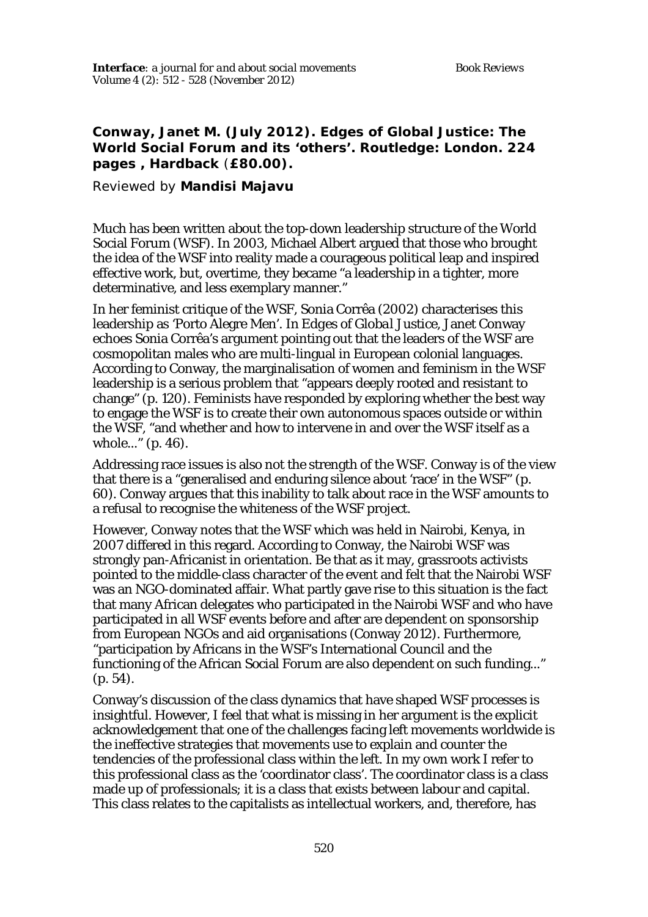**Conway, Janet M. (July 2012). Edges of Global Justice: The World Social Forum and its 'others'. Routledge: London. 224 pages , Hardback (£80.00).**

Reviewed by **Mandisi Majavu**

Much has been written about the top-down leadership structure of the World Social Forum (WSF). In 2003, Michael Albert argued that those who brought the idea of the WSF into reality made a courageous political leap and inspired effective work, but, overtime, they became "a leadership in a tighter, more determinative, and less exemplary manner."

In her feminist critique of the WSF, Sonia Corrêa (2002) characterises this leadership as 'Porto Alegre Men'. In *Edges of Global Justice*, Janet Conway echoes Sonia Corrêa's argument pointing out that the leaders of the WSF are cosmopolitan males who are multi-lingual in European colonial languages. According to Conway, the marginalisation of women and feminism in the WSF leadership is a serious problem that "appears deeply rooted and resistant to change" (p. 120). Feminists have responded by exploring whether the best way to engage the WSF is to create their own autonomous spaces outside or within the WSF, "and whether and how to intervene in and over the WSF itself as a whole..." (p. 46).

Addressing race issues is also not the strength of the WSF. Conway is of the view that there is a "generalised and enduring silence about 'race' in the WSF" (p. 60). Conway argues that this inability to talk about race in the WSF amounts to a refusal to recognise the whiteness of the WSF project.

However, Conway notes that the WSF which was held in Nairobi, Kenya, in 2007 differed in this regard. According to Conway, the Nairobi WSF was strongly pan-Africanist in orientation. Be that as it may, grassroots activists pointed to the middle-class character of the event and felt that the Nairobi WSF was an NGO-dominated affair. What partly gave rise to this situation is the fact that many African delegates who participated in the Nairobi WSF and who have participated in all WSF events before and after are dependent on sponsorship from European NGOs and aid organisations (Conway 2012). Furthermore, "participation by Africans in the WSF's International Council and the functioning of the African Social Forum are also dependent on such funding..." (p. 54).

Conway's discussion of the class dynamics that have shaped WSF processes is insightful. However, I feel that what is missing in her argument is the explicit acknowledgement that one of the challenges facing left movements worldwide is the ineffective strategies that movements use to explain and counter the tendencies of the professional class within the left. In my own work I refer to this professional class as the 'coordinator class'. The coordinator class is a class made up of professionals; it is a class that exists between labour and capital. This class relates to the capitalists as intellectual workers, and, therefore, has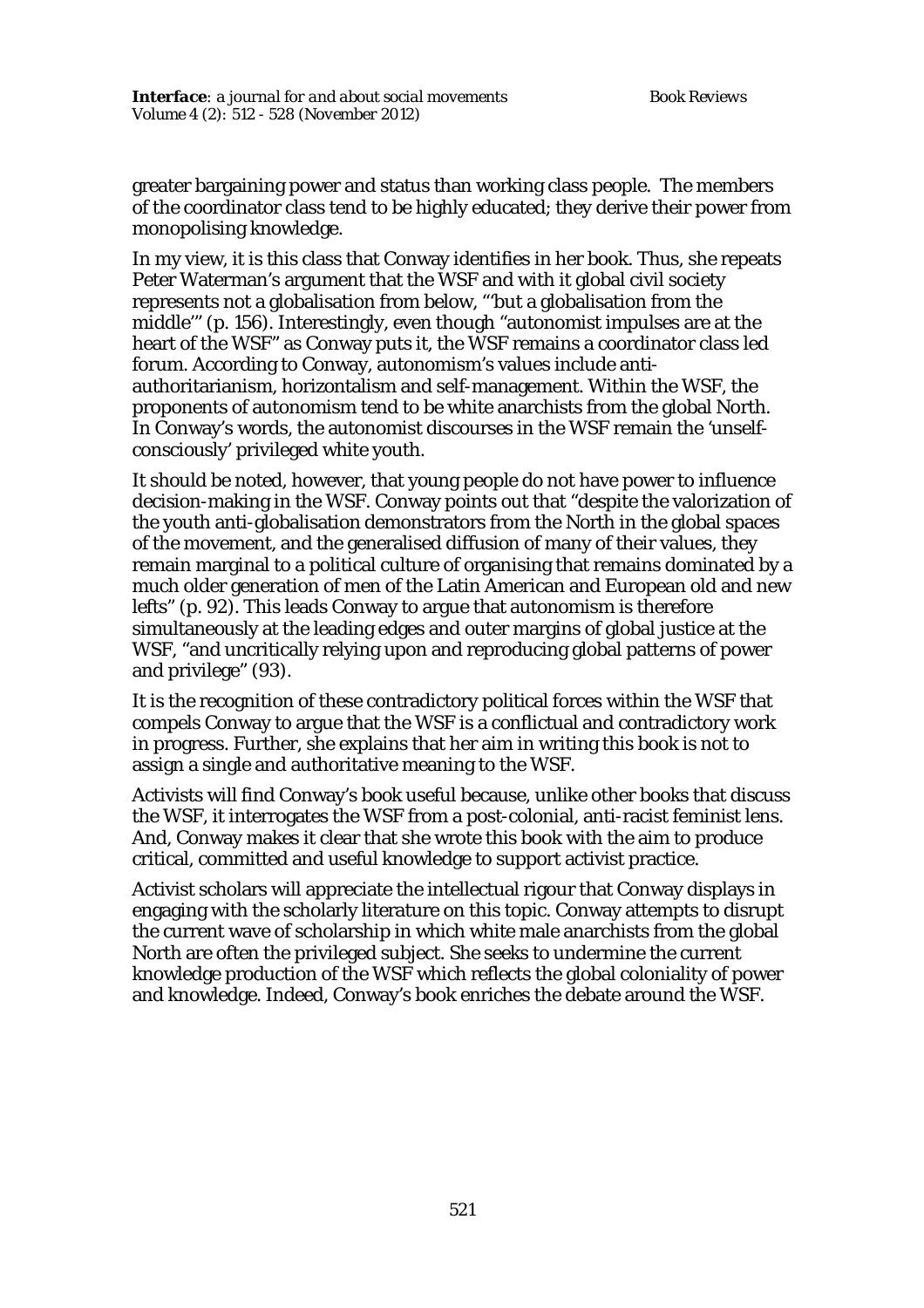greater bargaining power and status than working class people. The members of the coordinator class tend to be highly educated; they derive their power from monopolising knowledge.

In my view, it is this class that Conway identifies in her book. Thus, she repeats Peter Waterman's argument that the WSF and with it global civil society represents not a globalisation from below, "'but a globalisation from the middle'" (p. 156). Interestingly, even though "autonomist impulses are at the heart of the WSF" as Conway puts it, the WSF remains a coordinator class led forum. According to Conway, autonomism's values include anti-authoritarianism, horizontalism and self-management. Within the WSF, the proponents of autonomism tend to be white anarchists from the global North. In Conway's words, the autonomist discourses in the WSF remain the 'unself-consciously' privileged white youth.

It should be noted, however, that young people do not have power to influence decision-making in the WSF. Conway points out that "despite the valorization of the youth anti-globalisation demonstrators from the North in the global spaces of the movement, and the generalised diffusion of many of their values, they remain marginal to a political culture of organising that remains dominated by a much older generation of men of the Latin American and European old and new lefts" (p. 92). This leads Conway to argue that autonomism is therefore simultaneously at the leading edges and outer margins of global justice at the WSF, "and uncritically relying upon and reproducing global patterns of power and privilege" (93).

It is the recognition of these contradictory political forces within the WSF that compels Conway to argue that the WSF is a conflictual and contradictory work in progress. Further, she explains that her aim in writing this book is not to assign a single and authoritative meaning to the WSF.

Activists will find Conway's book useful because, unlike other books that discuss the WSF, it interrogates the WSF from a post-colonial, anti-racist feminist lens. And, Conway makes it clear that she wrote this book with the aim to produce critical, committed and useful knowledge to support activist practice.

Activist scholars will appreciate the intellectual rigour that Conway displays in engaging with the scholarly literature on this topic. Conway attempts to disrupt the current wave of scholarship in which white male anarchists from the global North are often the privileged subject. She seeks to undermine the current knowledge production of the WSF which reflects the global coloniality of power and knowledge. Indeed, Conway's book enriches the debate around the WSF.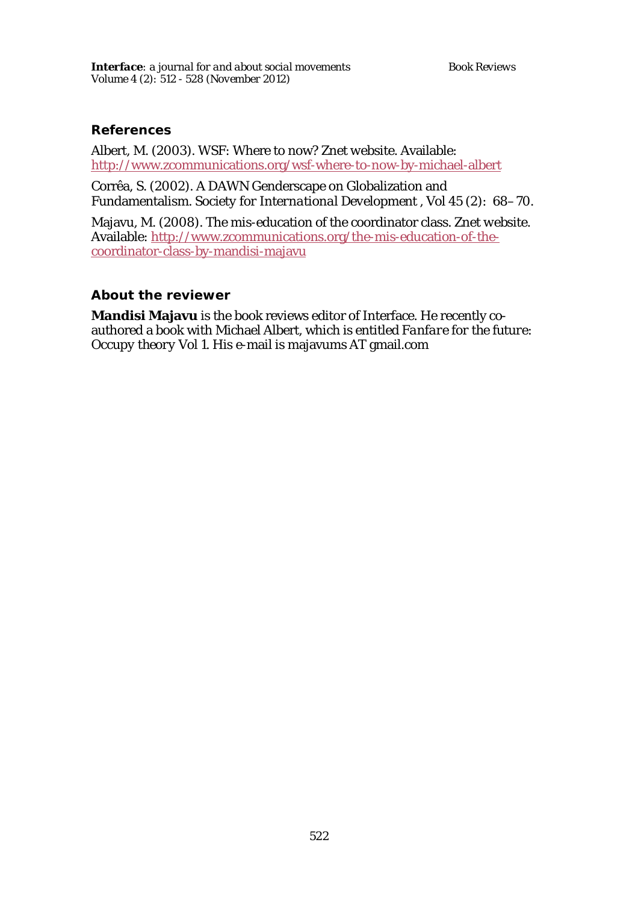## References

Albert, M. (2003). WSF: Where to now? Znet website. Available: http://www.zcommunications.org/wsf-where-to-now-by-michael-albert

Corrêa, S. (2002). A DAWN Genderscape on Globalization and Fundamentalism. *Society for International Development* , Vol 45 (2): 68–70.

Majavu, M. (2008). The mis-education of the coordinator class. Znet website. Available: http://www.zcommunications.org/the-mis-education-of-the-coordinator-class-by-mandisi-majavu

## About the reviewer

**Mandisi Majavu** is the book reviews editor of Interface. He recently co-authored a book with Michael Albert, which is entitled *Fanfare for the future: Occupy theory Vol 1*. His e-mail is majavums AT gmail.com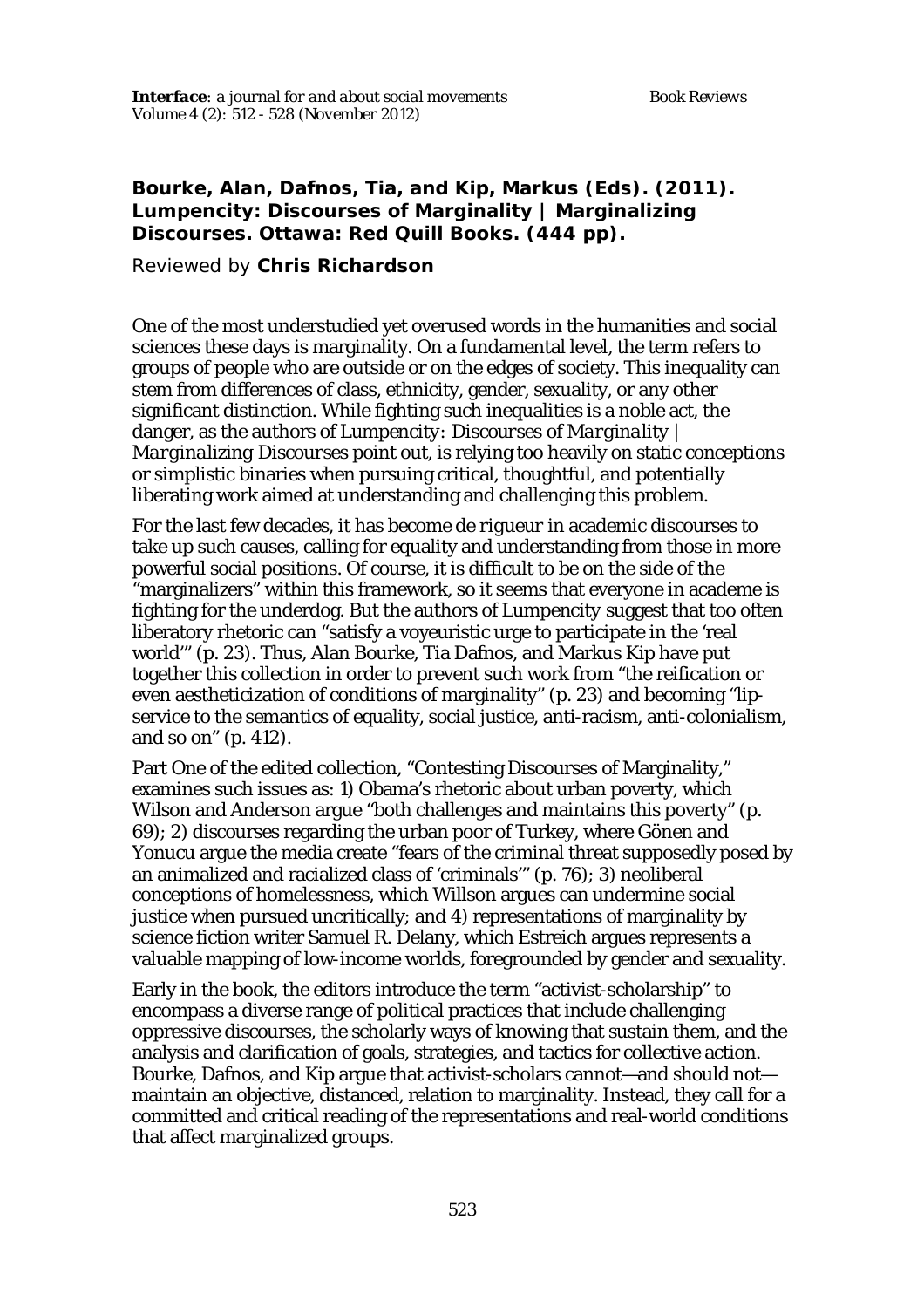**Bourke, Alan, Dafnos, Tia, and Kip, Markus (Eds). (2011). Lumpencity: Discourses of Marginality | Marginalizing Discourses. Ottawa: Red Quill Books. (444 pp).**

Reviewed by **Chris Richardson**

One of the most understudied yet overused words in the humanities and social sciences these days is marginality. On a fundamental level, the term refers to groups of people who are outside or on the edges of society. This inequality can stem from differences of class, ethnicity, gender, sexuality, or any other significant distinction. While fighting such inequalities is a noble act, the danger, as the authors of *Lumpencity: Discourses of Marginality | Marginalizing Discourses* point out, is relying too heavily on static conceptions or simplistic binaries when pursuing critical, thoughtful, and potentially liberating work aimed at understanding and challenging this problem.

For the last few decades, it has become de rigueur in academic discourses to take up such causes, calling for equality and understanding from those in more powerful social positions. Of course, it is difficult to be on the side of the "marginalizers" within this framework, so it seems that everyone in academe is fighting for the underdog. But the authors of Lumpencity suggest that too often liberatory rhetoric can "satisfy a voyeuristic urge to participate in the 'real world'" (p. 23). Thus, Alan Bourke, Tia Dafnos, and Markus Kip have put together this collection in order to prevent such work from "the reification or even aestheticization of conditions of marginality" (p. 23) and becoming "lip-service to the semantics of equality, social justice, anti-racism, anti-colonialism, and so on" (p. 412).

Part One of the edited collection, "Contesting Discourses of Marginality," examines such issues as: 1) Obama's rhetoric about urban poverty, which Wilson and Anderson argue "both challenges and maintains this poverty" (p. 69); 2) discourses regarding the urban poor of Turkey, where Gönen and Yonucu argue the media create "fears of the criminal threat supposedly posed by an animalized and racialized class of 'criminals'" (p. 76); 3) neoliberal conceptions of homelessness, which Willson argues can undermine social justice when pursued uncritically; and 4) representations of marginality by science fiction writer Samuel R. Delany, which Estreich argues represents a valuable mapping of low-income worlds, foregrounded by gender and sexuality.

Early in the book, the editors introduce the term "activist-scholarship" to encompass a diverse range of political practices that include challenging oppressive discourses, the scholarly ways of knowing that sustain them, and the analysis and clarification of goals, strategies, and tactics for collective action. Bourke, Dafnos, and Kip argue that activist-scholars cannot—and should not—maintain an objective, distanced, relation to marginality. Instead, they call for a committed and critical reading of the representations and real-world conditions that affect marginalized groups.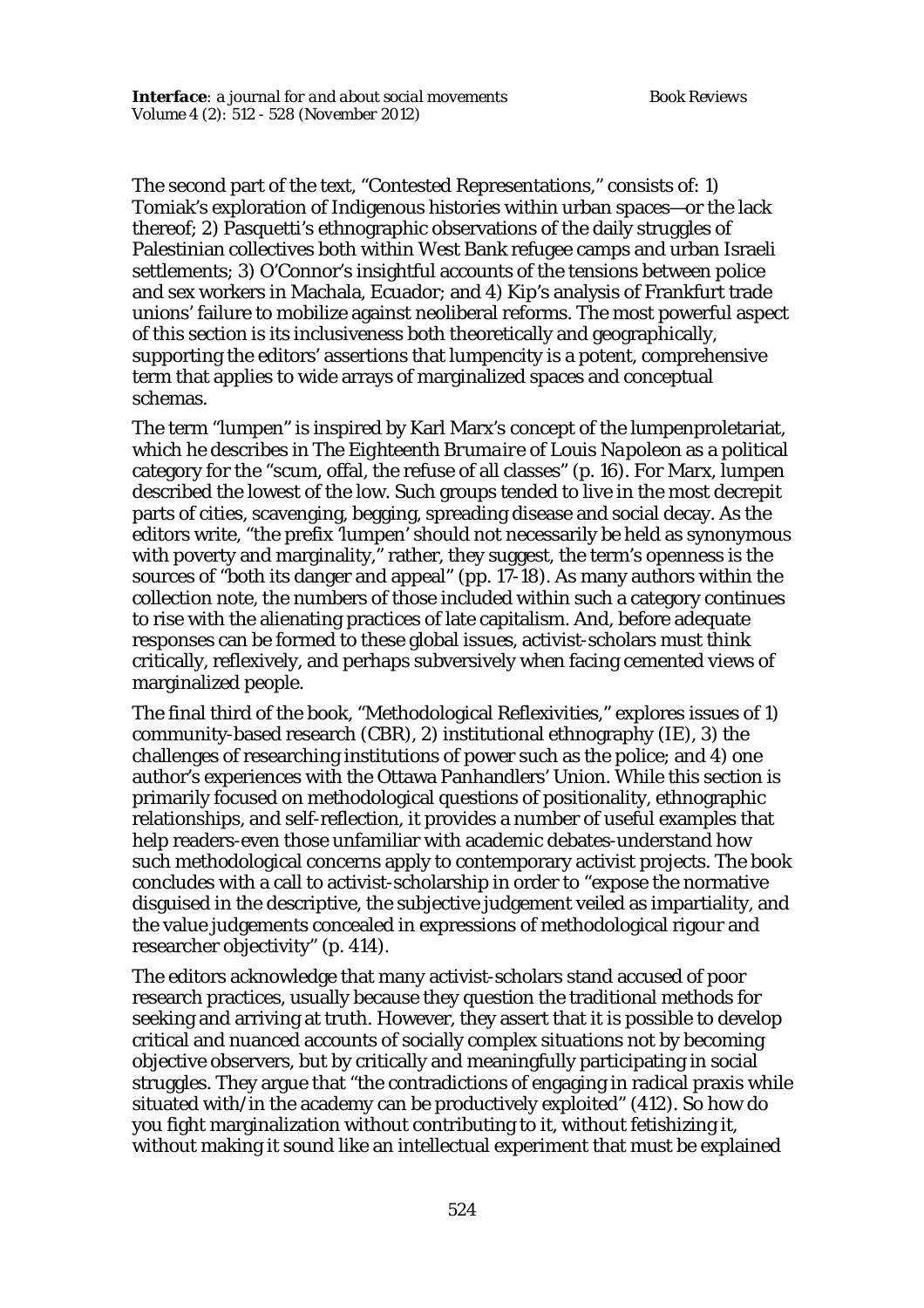The second part of the text, "Contested Representations," consists of: 1) Tomiak's exploration of Indigenous histories within urban spaces—or the lack thereof; 2) Pasquetti's ethnographic observations of the daily struggles of Palestinian collectives both within West Bank refugee camps and urban Israeli settlements; 3) O'Connor's insightful accounts of the tensions between police and sex workers in Machala, Ecuador; and 4) Kip's analysis of Frankfurt trade unions' failure to mobilize against neoliberal reforms. The most powerful aspect of this section is its inclusiveness both theoretically and geographically, supporting the editors' assertions that lumpencity is a potent, comprehensive term that applies to wide arrays of marginalized spaces and conceptual schemas.

The term "lumpen" is inspired by Karl Marx's concept of the lumpenproletariat, which he describes in *The Eighteenth Brumaire of Louis Napoleon* as a political category for the "scum, offal, the refuse of all classes" (p. 16). For Marx, lumpen described the lowest of the low. Such groups tended to live in the most decrepit parts of cities, scavenging, begging, spreading disease and social decay. As the editors write, "the prefix 'lumpen' should not necessarily be held as synonymous with poverty and marginality," rather, they suggest, the term's openness is the sources of "both its danger and appeal" (pp. 17-18). As many authors within the collection note, the numbers of those included within such a category continues to rise with the alienating practices of late capitalism. And, before adequate responses can be formed to these global issues, activist-scholars must think critically, reflexively, and perhaps subversively when facing cemented views of marginalized people.

The final third of the book, "Methodological Reflexivities," explores issues of 1) community-based research (CBR), 2) institutional ethnography (IE), 3) the challenges of researching institutions of power such as the police; and 4) one author's experiences with the Ottawa Panhandlers' Union. While this section is primarily focused on methodological questions of positionality, ethnographic relationships, and self-reflection, it provides a number of useful examples that help readers-even those unfamiliar with academic debates-understand how such methodological concerns apply to contemporary activist projects. The book concludes with a call to activist-scholarship in order to "expose the normative disguised in the descriptive, the subjective judgement veiled as impartiality, and the value judgements concealed in expressions of methodological rigour and researcher objectivity" (p. 414).

The editors acknowledge that many activist-scholars stand accused of poor research practices, usually because they question the traditional methods for seeking and arriving at truth. However, they assert that it is possible to develop critical and nuanced accounts of socially complex situations not by becoming objective observers, but by critically and meaningfully participating in social struggles. They argue that "the contradictions of engaging in radical praxis while situated with/in the academy can be productively exploited" (412). So how do you fight marginalization without contributing to it, without fetishizing it, without making it sound like an intellectual experiment that must be explained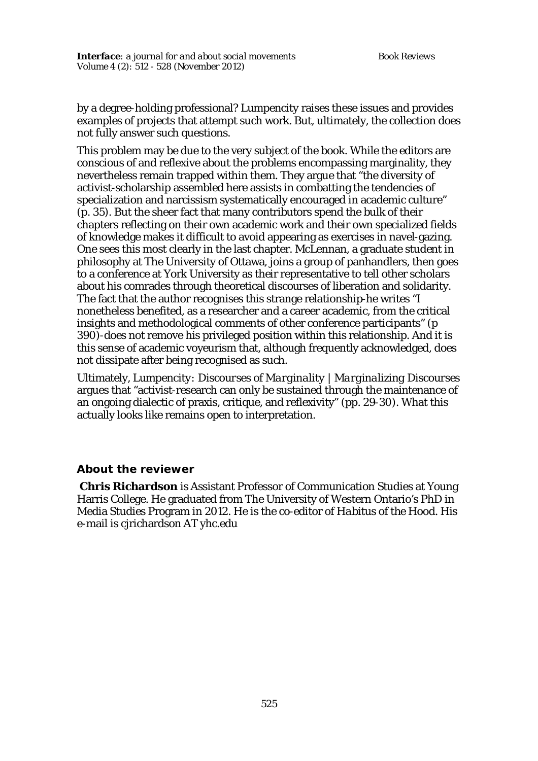by a degree-holding professional? Lumpencity raises these issues and provides examples of projects that attempt such work. But, ultimately, the collection does not fully answer such questions.

This problem may be due to the very subject of the book. While the editors are conscious of and reflexive about the problems encompassing marginality, they nevertheless remain trapped within them. They argue that "the diversity of activist-scholarship assembled here assists in combatting the tendencies of specialization and narcissism systematically encouraged in academic culture" (p. 35). But the sheer fact that many contributors spend the bulk of their chapters reflecting on their own academic work and their own specialized fields of knowledge makes it difficult to avoid appearing as exercises in navel-gazing. One sees this most clearly in the last chapter. McLennan, a graduate student in philosophy at The University of Ottawa, joins a group of panhandlers, then goes to a conference at York University as their representative to tell other scholars about his comrades through theoretical discourses of liberation and solidarity. The fact that the author recognises this strange relationship-he writes "I nonetheless benefited, as a researcher and a career academic, from the critical insights and methodological comments of other conference participants" (p 390)-does not remove his privileged position within this relationship. And it is this sense of academic voyeurism that, although frequently acknowledged, does not dissipate after being recognised as such.

Ultimately, *Lumpencity: Discourses of Marginality | Marginalizing Discourses* argues that "activist-research can only be sustained through the maintenance of an ongoing dialectic of praxis, critique, and reflexivity" (pp. 29-30). What this actually looks like remains open to interpretation.

## About the reviewer

**Chris Richardson** is Assistant Professor of Communication Studies at Young Harris College. He graduated from The University of Western Ontario's PhD in Media Studies Program in 2012. He is the co-editor of *Habitus of the Hood*. His e-mail is cjrichardson AT yhc.edu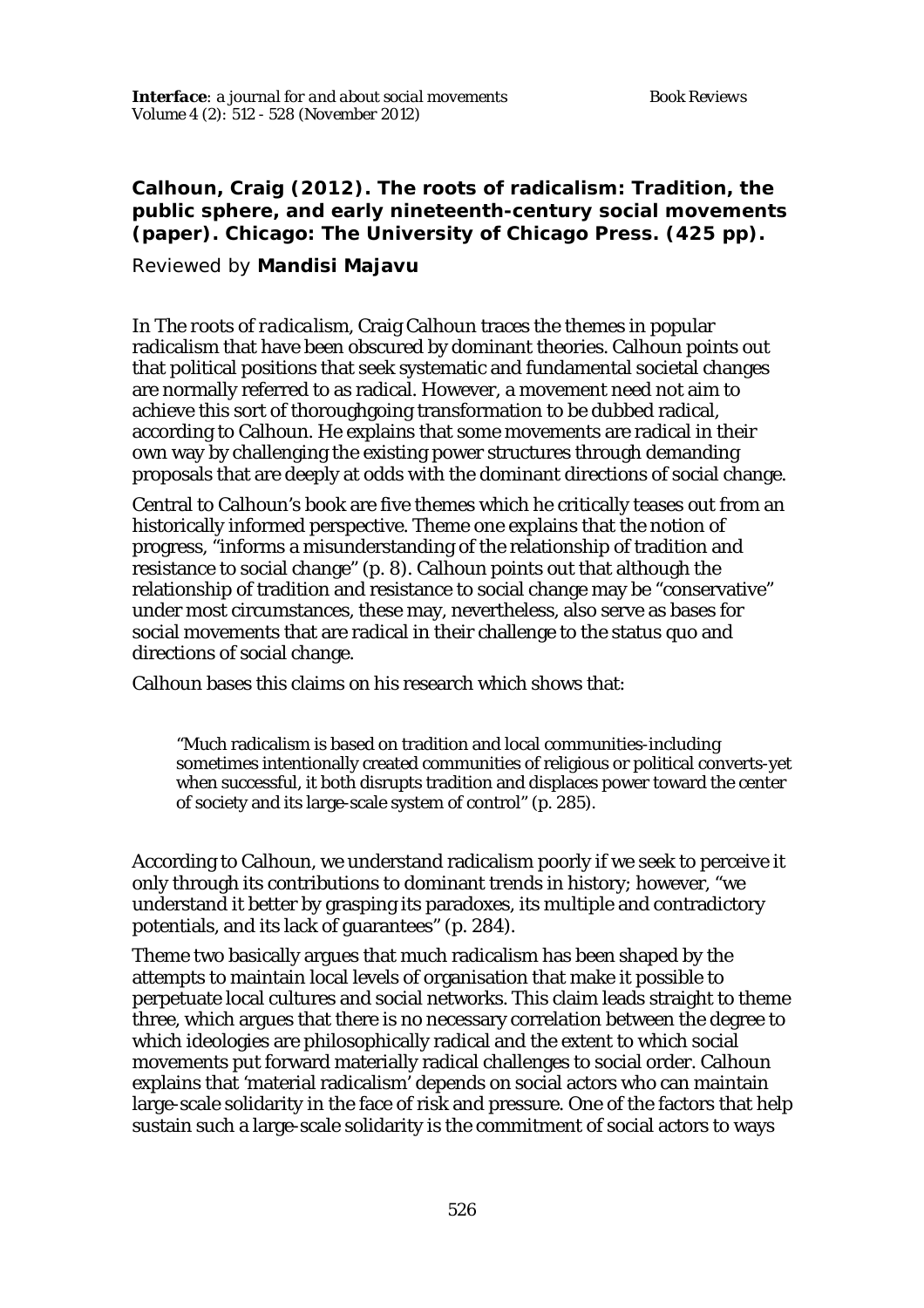**Calhoun, Craig (2012). The roots of radicalism: Tradition, the public sphere, and early nineteenth-century social movements (paper). Chicago: The University of Chicago Press. (425 pp).**

Reviewed by **Mandisi Majavu**

In *The roots of radicalism*, Craig Calhoun traces the themes in popular radicalism that have been obscured by dominant theories. Calhoun points out that political positions that seek systematic and fundamental societal changes are normally referred to as radical. However, a movement need not aim to achieve this sort of thoroughgoing transformation to be dubbed radical, according to Calhoun. He explains that some movements are radical in their own way by challenging the existing power structures through demanding proposals that are deeply at odds with the dominant directions of social change.

Central to Calhoun's book are five themes which he critically teases out from an historically informed perspective. Theme one explains that the notion of progress, "informs a misunderstanding of the relationship of tradition and resistance to social change" (p. 8). Calhoun points out that although the relationship of tradition and resistance to social change may be "conservative" under most circumstances, these may, nevertheless, also serve as bases for social movements that are radical in their challenge to the status quo and directions of social change.

Calhoun bases this claims on his research which shows that:

> "Much radicalism is based on tradition and local communities-including sometimes intentionally created communities of religious or political converts-yet when successful, it both disrupts tradition and displaces power toward the center of society and its large-scale system of control" (p. 285).

According to Calhoun, we understand radicalism poorly if we seek to perceive it only through its contributions to dominant trends in history; however, "we understand it better by grasping its paradoxes, its multiple and contradictory potentials, and its lack of guarantees" (p. 284).

Theme two basically argues that much radicalism has been shaped by the attempts to maintain local levels of organisation that make it possible to perpetuate local cultures and social networks. This claim leads straight to theme three, which argues that there is no necessary correlation between the degree to which ideologies are philosophically radical and the extent to which social movements put forward materially radical challenges to social order. Calhoun explains that 'material radicalism' depends on social actors who can maintain large-scale solidarity in the face of risk and pressure. One of the factors that help sustain such a large-scale solidarity is the commitment of social actors to ways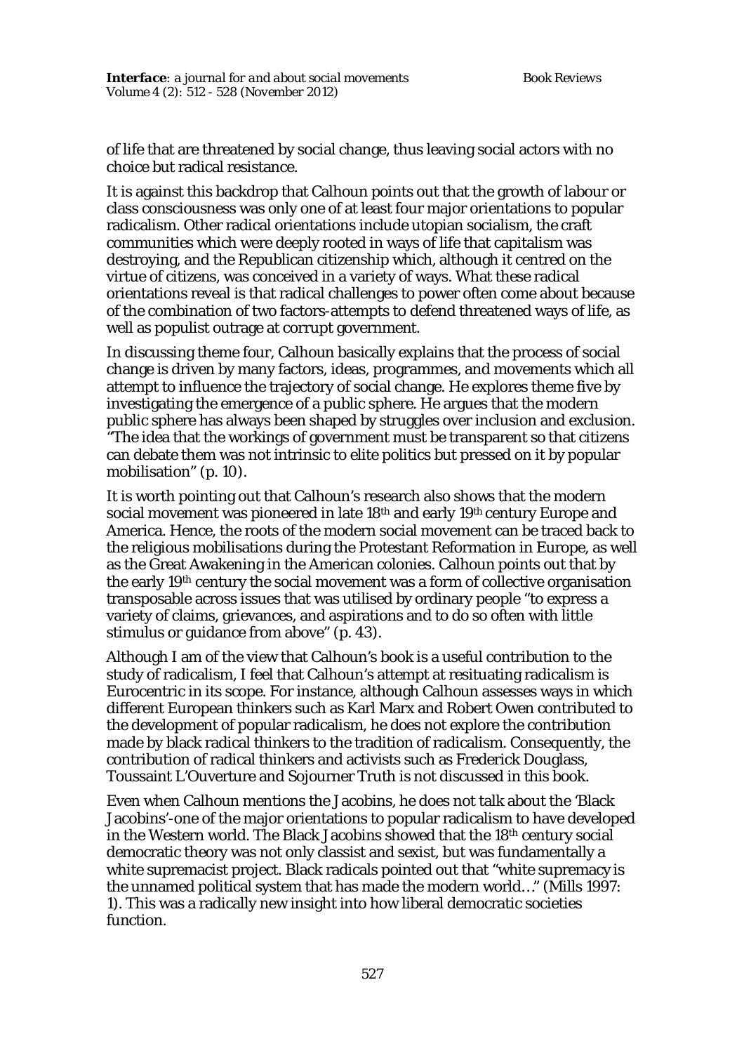of life that are threatened by social change, thus leaving social actors with no choice but radical resistance.

It is against this backdrop that Calhoun points out that the growth of labour or class consciousness was only one of at least four major orientations to popular radicalism. Other radical orientations include utopian socialism, the craft communities which were deeply rooted in ways of life that capitalism was destroying, and the Republican citizenship which, although it centred on the virtue of citizens, was conceived in a variety of ways. What these radical orientations reveal is that radical challenges to power often come about because of the combination of two factors-attempts to defend threatened ways of life, as well as populist outrage at corrupt government.

In discussing theme four, Calhoun basically explains that the process of social change is driven by many factors, ideas, programmes, and movements which all attempt to influence the trajectory of social change. He explores theme five by investigating the emergence of a public sphere. He argues that the modern public sphere has always been shaped by struggles over inclusion and exclusion. "The idea that the workings of government must be transparent so that citizens can debate them was not intrinsic to elite politics but pressed on it by popular mobilisation" (p. 10).

It is worth pointing out that Calhoun's research also shows that the modern social movement was pioneered in late 18th and early 19th century Europe and America. Hence, the roots of the modern social movement can be traced back to the religious mobilisations during the Protestant Reformation in Europe, as well as the Great Awakening in the American colonies. Calhoun points out that by the early 19th century the social movement was a form of collective organisation transposable across issues that was utilised by ordinary people "to express a variety of claims, grievances, and aspirations and to do so often with little stimulus or guidance from above" (p. 43).

Although I am of the view that Calhoun's book is a useful contribution to the study of radicalism, I feel that Calhoun's attempt at resituating radicalism is Eurocentric in its scope. For instance, although Calhoun assesses ways in which different European thinkers such as Karl Marx and Robert Owen contributed to the development of popular radicalism, he does not explore the contribution made by black radical thinkers to the tradition of radicalism. Consequently, the contribution of radical thinkers and activists such as Frederick Douglass, Toussaint L'Ouverture and Sojourner Truth is not discussed in this book.

Even when Calhoun mentions the Jacobins, he does not talk about the 'Black Jacobins'-one of the major orientations to popular radicalism to have developed in the Western world. The Black Jacobins showed that the 18th century social democratic theory was not only classist and sexist, but was fundamentally a white supremacist project. Black radicals pointed out that "white supremacy is the unnamed political system that has made the modern world…" (Mills 1997: 1). This was a radically new insight into how liberal democratic societies function.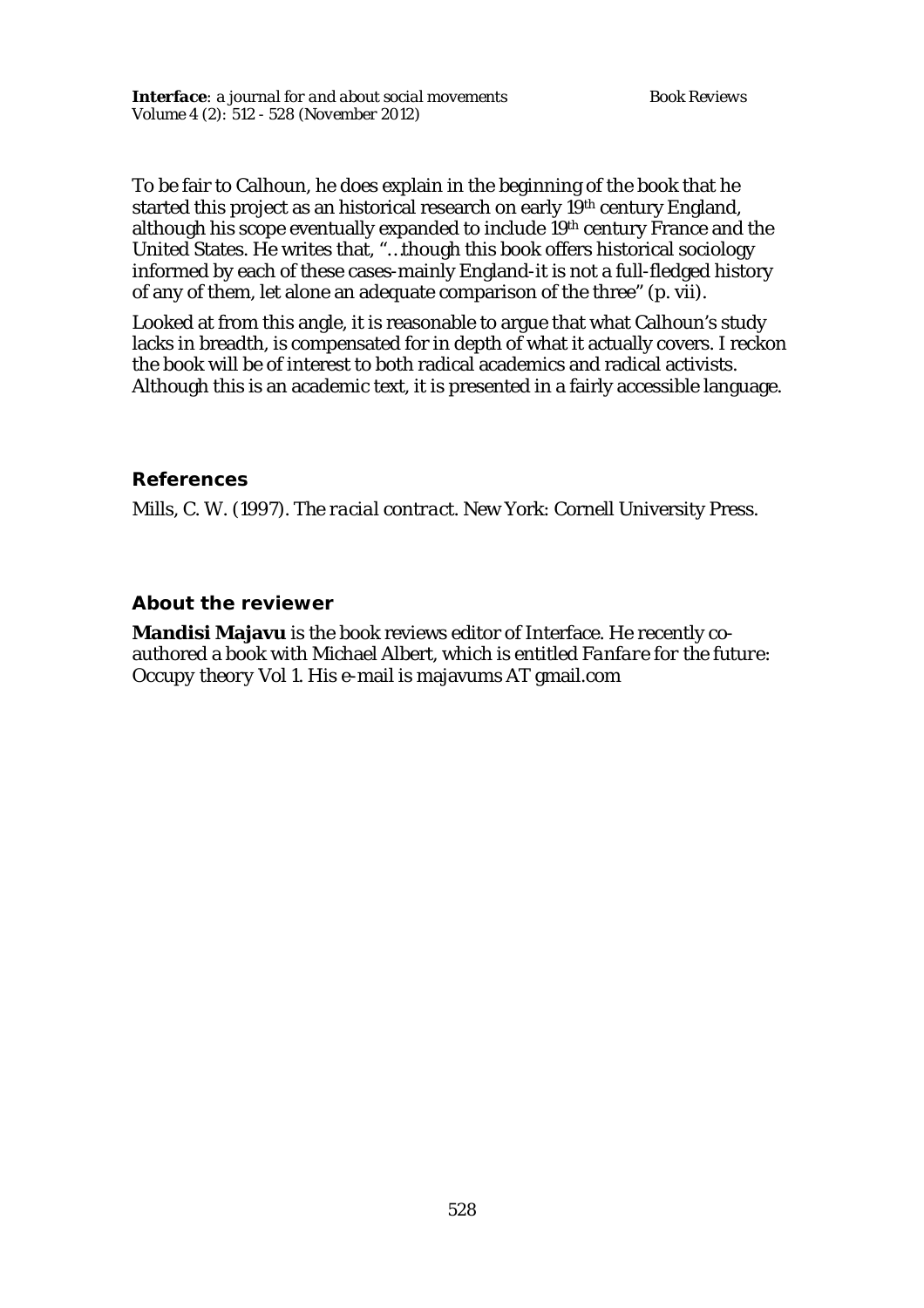To be fair to Calhoun, he does explain in the beginning of the book that he started this project as an historical research on early 19th century England, although his scope eventually expanded to include 19th century France and the United States. He writes that, "…though this book offers historical sociology informed by each of these cases-mainly England-it is not a full-fledged history of any of them, let alone an adequate comparison of the three" (p. vii).

Looked at from this angle, it is reasonable to argue that what Calhoun's study lacks in breadth, is compensated for in depth of what it actually covers. I reckon the book will be of interest to both radical academics and radical activists. Although this is an academic text, it is presented in a fairly accessible language.

## References

Mills, C. W. (1997). *The racial contract*. New York: Cornell University Press.

## About the reviewer

**Mandisi Majavu** is the book reviews editor of Interface. He recently co-authored a book with Michael Albert, which is entitled *Fanfare for the future: Occupy theory Vol 1*. His e-mail is majavums AT gmail.com